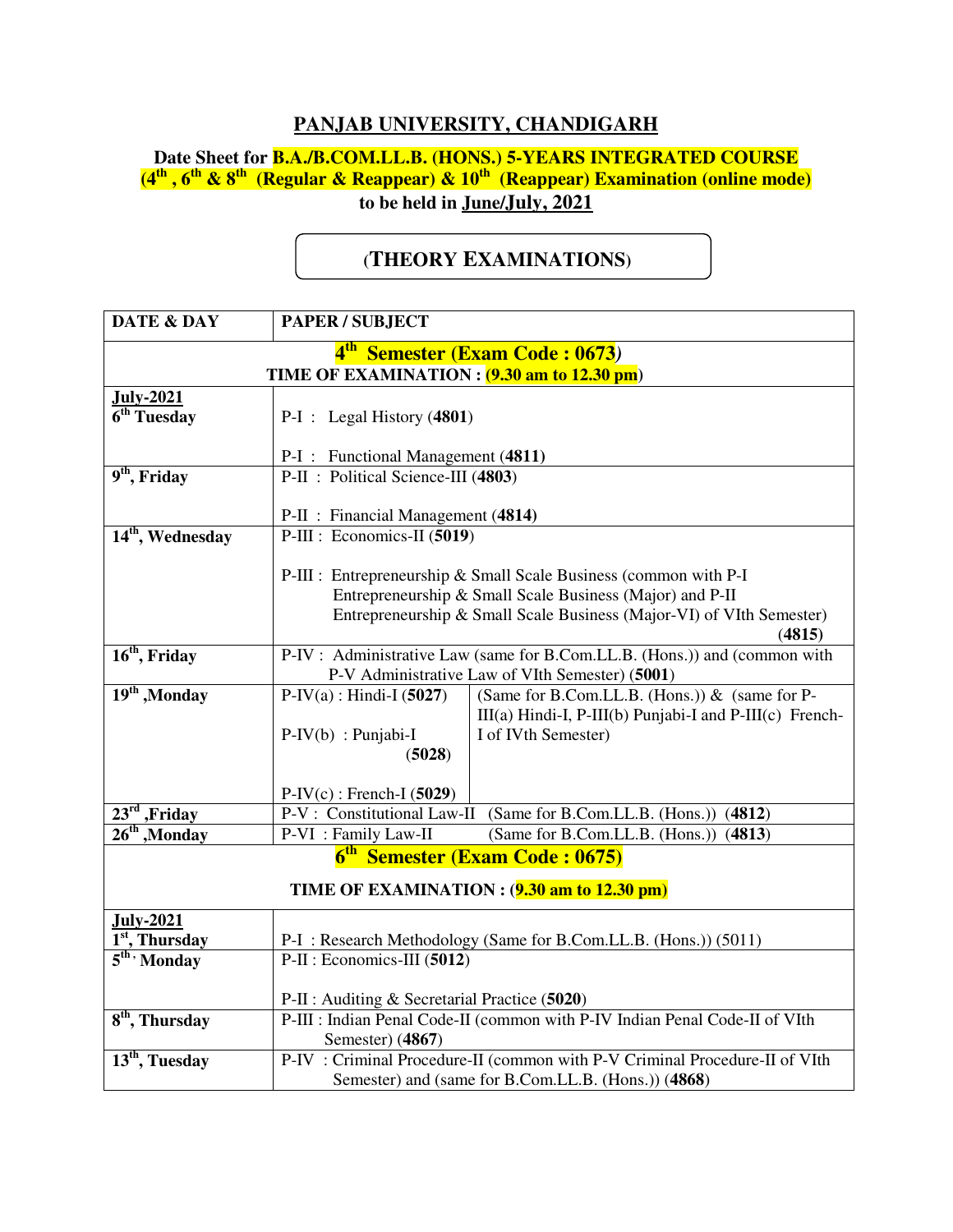## PANJAB UNIVERSITY, CHANDIGARH

**Date Sheet for B.A./B.COM.LL.B. (HONS.) 5-YEARS INTEGRATED COURSE (4th, 6th & 8th (Regular & Reappear) & 10th (Reappear) Examination (online mode) to be held in June/July, 2021**

**(THEORY EXAMINATIONS)**

| DATE & DAY | PAPER / SUBJECT | |
|---|---|---|
| **4th Semester (Exam Code : 0673)**<br>**TIME OF EXAMINATION : (9.30 am to 12.30 pm)** | | |
| **July-2021**<br>**6th Tuesday** | P-I : Legal History (**4801**)<br><br>P-I : Functional Management (**4811**) | |
| **9th, Friday** | P-II : Political Science-III (**4803**)<br><br>P-II : Financial Management (**4814**) | |
| **14th, Wednesday** | P-III : Economics-II (**5019**)<br><br>P-III : Entrepreneurship & Small Scale Business (common with P-I Entrepreneurship & Small Scale Business (Major) and P-II Entrepreneurship & Small Scale Business (Major-VI) of VIth Semester) (**4815**) | |
| **16th, Friday** | P-IV : Administrative Law (same for B.Com.LL.B. (Hons.)) and (common with P-V Administrative Law of VIth Semester) (**5001**) | |
| **19th ,Monday** | P-IV(a) : Hindi-I (**5027**)<br><br>P-IV(b) : Punjabi-I (**5028**)<br><br>P-IV(c) : French-I (**5029**) | (Same for B.Com.LL.B. (Hons.)) & (same for P-III(a) Hindi-I, P-III(b) Punjabi-I and P-III(c) French-I of IVth Semester) |
| **23rd ,Friday** | P-V : Constitutional Law-II (Same for B.Com.LL.B. (Hons.)) (**4812**) | |
| **26th ,Monday** | P-VI : Family Law-II (Same for B.Com.LL.B. (Hons.)) (**4813**) | |
| **6th Semester (Exam Code : 0675)**<br>**TIME OF EXAMINATION : (9.30 am to 12.30 pm)** | | |
| **July-2021**<br>**1st, Thursday** | P-I : Research Methodology (Same for B.Com.LL.B. (Hons.)) (5011) | |
| **5th, Monday** | P-II : Economics-III (**5012**)<br><br>P-II : Auditing & Secretarial Practice (**5020**) | |
| **8th, Thursday** | P-III : Indian Penal Code-II (common with P-IV Indian Penal Code-II of VIth Semester) (**4867**) | |
| **13th, Tuesday** | P-IV : Criminal Procedure-II (common with P-V Criminal Procedure-II of VIth Semester) and (same for B.Com.LL.B. (Hons.)) (**4868**) | |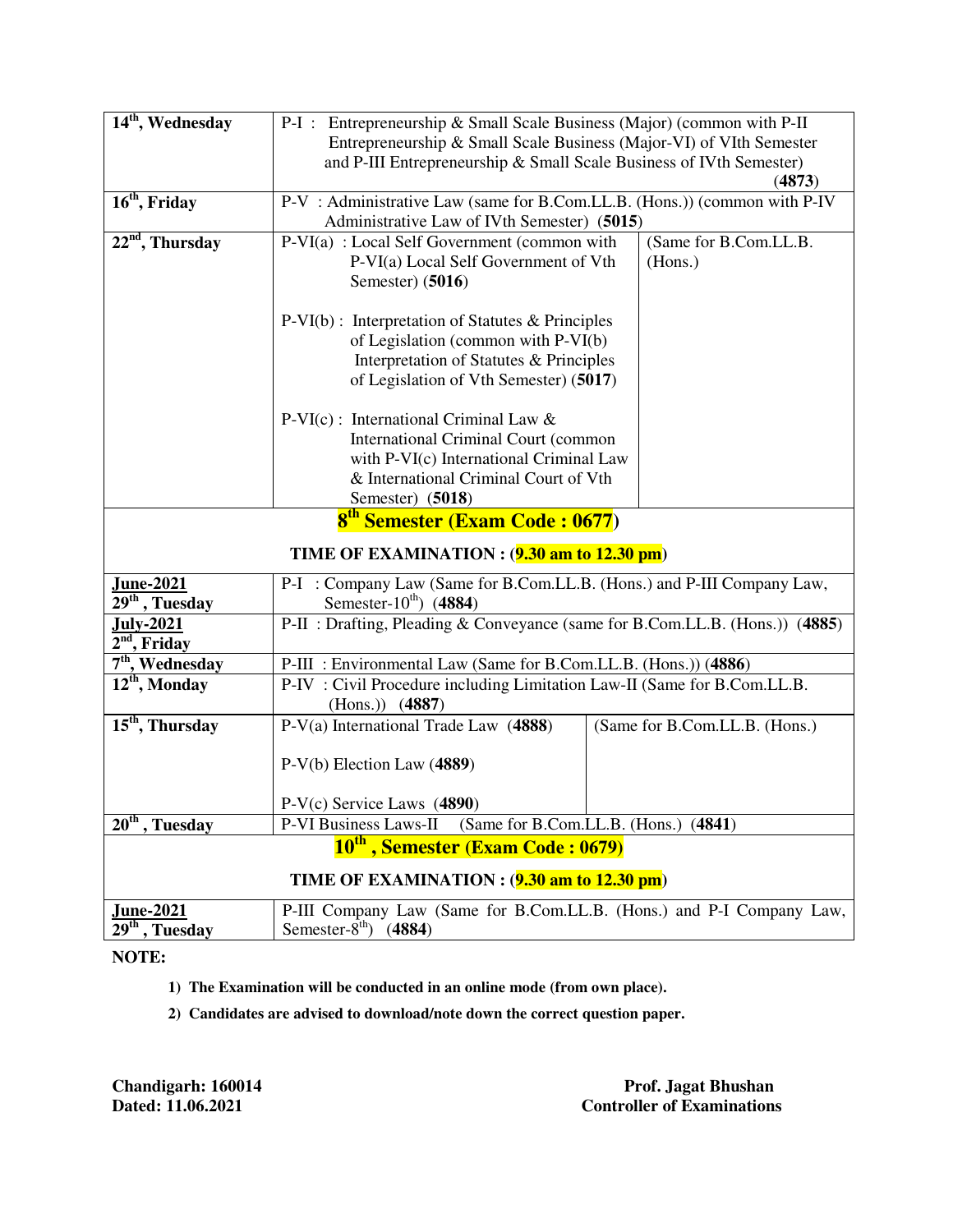| | | |
|---|---|---|
| 14th, Wednesday | P-I : Entrepreneurship & Small Scale Business (Major) (common with P-II Entrepreneurship & Small Scale Business (Major-VI) of VIth Semester and P-III Entrepreneurship & Small Scale Business of IVth Semester) (**4873**) | |
| 16th, Friday | P-V : Administrative Law (same for B.Com.LL.B. (Hons.)) (common with P-IV Administrative Law of IVth Semester) (**5015**) | |
| 22nd, Thursday | P-VI(a) : Local Self Government (common with P-VI(a) Local Self Government of Vth Semester) (**5016**)<br><br>P-VI(b) : Interpretation of Statutes & Principles of Legislation (common with P-VI(b) Interpretation of Statutes & Principles of Legislation of Vth Semester) (**5017**)<br><br>P-VI(c) : International Criminal Law & International Criminal Court (common with P-VI(c) International Criminal Law & International Criminal Court of Vth Semester) (**5018**) | (Same for B.Com.LL.B. (Hons.) |
| **8th Semester (Exam Code : 0677)**<br>**TIME OF EXAMINATION : (9.30 am to 12.30 pm)** | | |
| **June-2021**<br>29th, Tuesday | P-I : Company Law (Same for B.Com.LL.B. (Hons.) and P-III Company Law, Semester-10th) (**4884**) | |
| **July-2021**<br>2nd, Friday | P-II : Drafting, Pleading & Conveyance (same for B.Com.LL.B. (Hons.)) (**4885**) | |
| 7th, Wednesday | P-III : Environmental Law (Same for B.Com.LL.B. (Hons.)) (**4886**) | |
| 12th, Monday | P-IV : Civil Procedure including Limitation Law-II (Same for B.Com.LL.B. (Hons.)) (**4887**) | |
| 15th, Thursday | P-V(a) International Trade Law (**4888**)<br><br>P-V(b) Election Law (**4889**)<br><br>P-V(c) Service Laws (**4890**) | (Same for B.Com.LL.B. (Hons.) |
| 20th, Tuesday | P-VI Business Laws-II (Same for B.Com.LL.B. (Hons.) (**4841**) | |
| **10th, Semester (Exam Code : 0679)**<br>**TIME OF EXAMINATION : (9.30 am to 12.30 pm)** | | |
| **June-2021**<br>29th, Tuesday | P-III Company Law (Same for B.Com.LL.B. (Hons.) and P-I Company Law, Semester-8th) (**4884**) | |

**NOTE:**

1) **The Examination will be conducted in an online mode (from own place).**
2) **Candidates are advised to download/note down the correct question paper.**

**Chandigarh: 160014**
**Dated: 11.06.2021**

**Prof. Jagat Bhushan**
**Controller of Examinations**